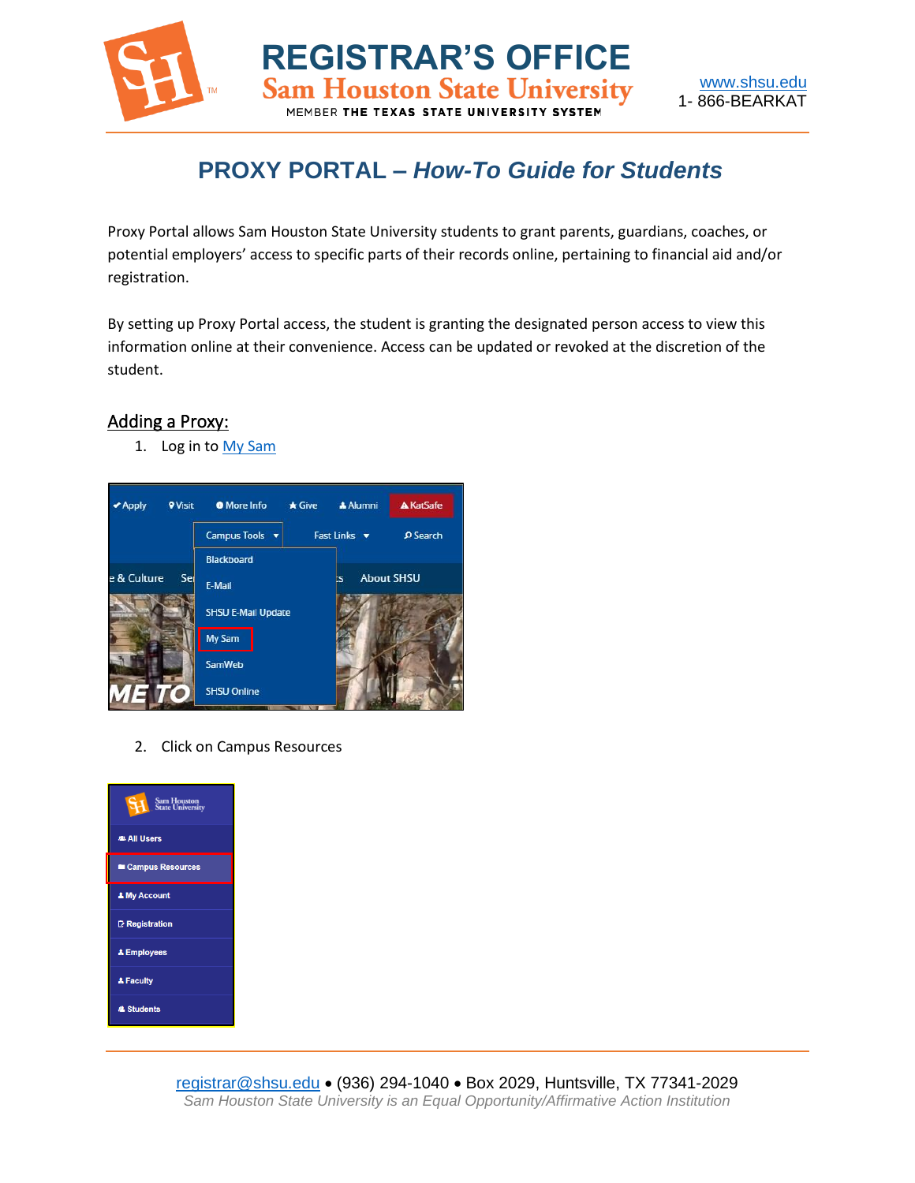# REGISTRAR'S OFFICE

**Sam Houston State University**

MEMBER **THE TEXAS STATE UNIVERSITY SYSTEM**

www.shsu.edu
1- 866-BEARKAT

## PROXY PORTAL – *How-To Guide for Students*

Proxy Portal allows Sam Houston State University students to grant parents, guardians, coaches, or potential employers' access to specific parts of their records online, pertaining to financial aid and/or registration.

By setting up Proxy Portal access, the student is granting the designated person access to view this information online at their convenience. Access can be updated or revoked at the discretion of the student.

### Adding a Proxy:

1. Log in to My Sam

2. Click on Campus Resources

registrar@shsu.edu • (936) 294-1040 • Box 2029, Huntsville, TX 77341-2029
*Sam Houston State University is an Equal Opportunity/Affirmative Action Institution*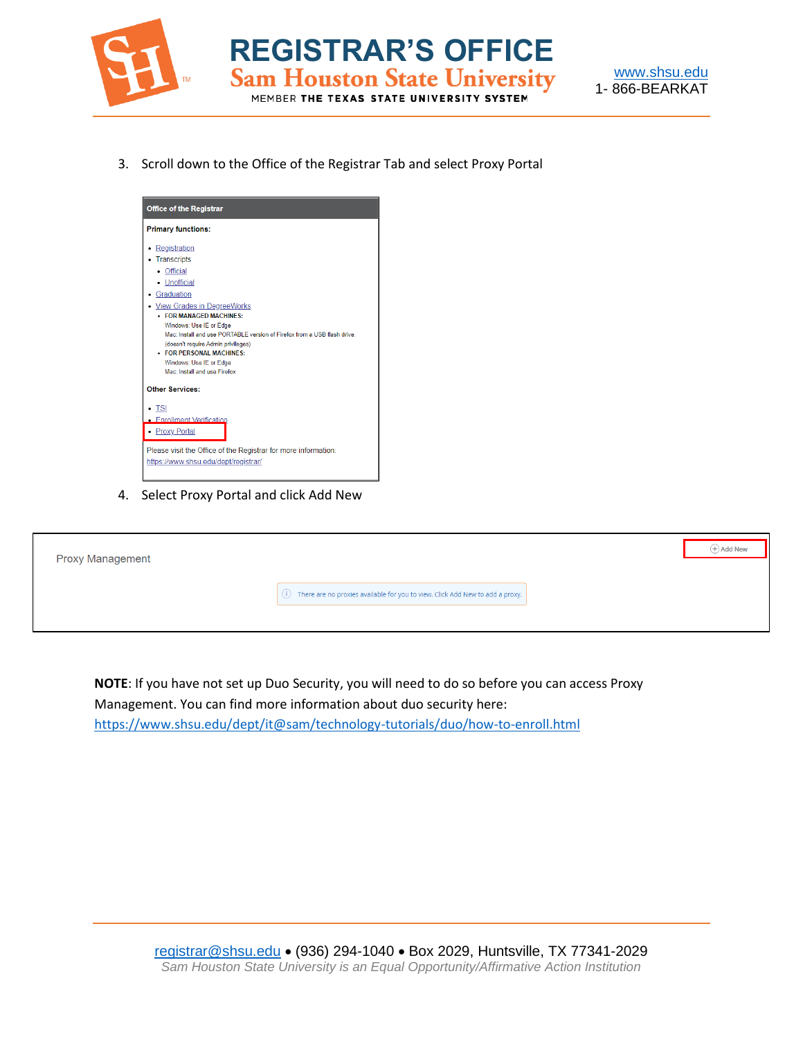3. Scroll down to the Office of the Registrar Tab and select Proxy Portal

**Office of the Registrar**

**Primary functions:**

- Registration
- Transcripts
  - Official
  - Unofficial
- Graduation
- View Grades in DegreeWorks
  - **FOR MANAGED MACHINES:**
    Windows: Use IE or Edge
    Mac: Install and use PORTABLE version of Firefox from a USB flash drive. (doesn't require Admin privileges)
  - **FOR PERSONAL MACHINES:**
    Windows: Use IE or Edge
    Mac: Install and use Firefox

**Other Services:**

- TSI
- Enrollment Verification
- Proxy Portal

Please visit the Office of the Registrar for more information.
https://www.shsu.edu/dept/registrar/

4. Select Proxy Portal and click Add New

Proxy Management

Add New

There are no proxies available for you to view. Click Add New to add a proxy.

**NOTE**: If you have not set up Duo Security, you will need to do so before you can access Proxy Management. You can find more information about duo security here: https://www.shsu.edu/dept/it@sam/technology-tutorials/duo/how-to-enroll.html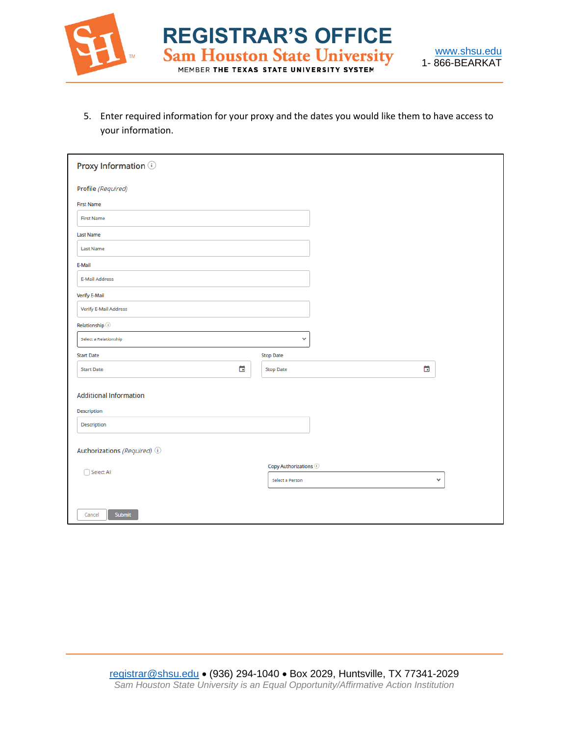5. Enter required information for your proxy and the dates you would like them to have access to your information.

Proxy Information

Profile *(Required)*

First Name

First Name

Last Name

Last Name

E-Mail

E-Mail Address

Verify E-Mail

Verify E-Mail Address

Relationship

Select a Relationship

Start Date

Start Date

Stop Date

Stop Date

Additional Information

Description

Description

Authorizations *(Required)*

Select All

Copy Authorizations

Select a Person

Cancel Submit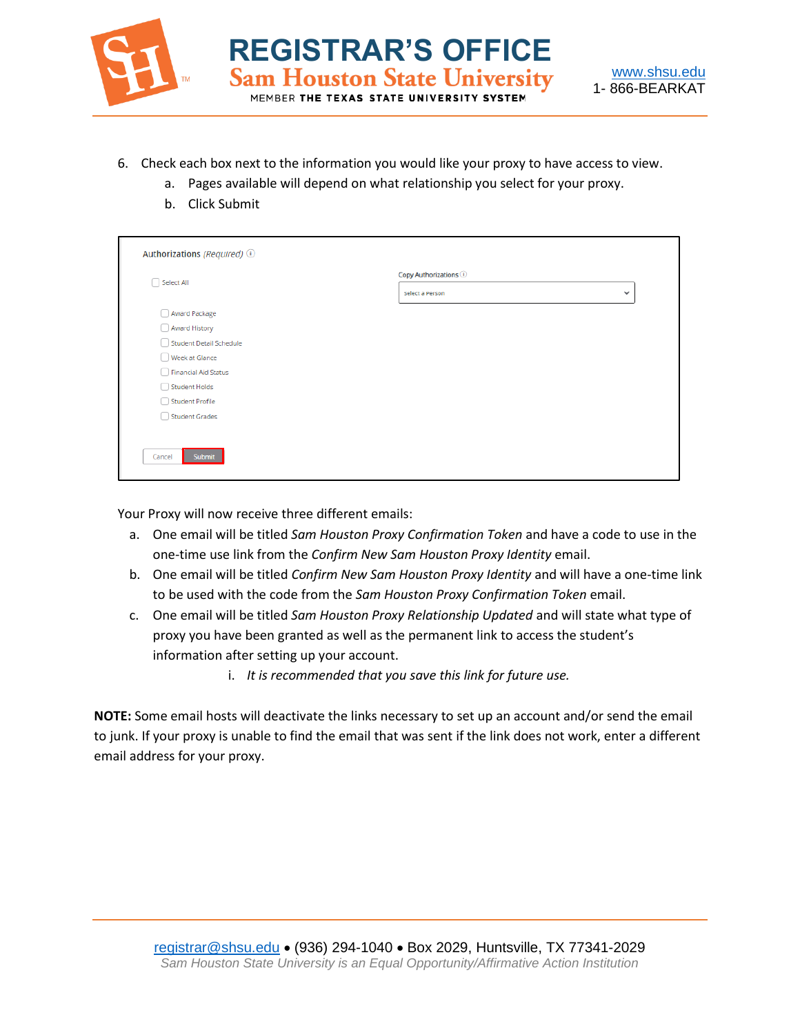6. Check each box next to the information you would like your proxy to have access to view.
   a. Pages available will depend on what relationship you select for your proxy.
   b. Click Submit

Authorizations *(Required)*

- [ ] Select All

Copy Authorizations

Select a Person

- [ ] Award Package
- [ ] Award History
- [ ] Student Detail Schedule
- [ ] Week at Glance
- [ ] Financial Aid Status
- [ ] Student Holds
- [ ] Student Profile
- [ ] Student Grades

Cancel | Submit

Your Proxy will now receive three different emails:

a. One email will be titled *Sam Houston Proxy Confirmation Token* and have a code to use in the one-time use link from the *Confirm New Sam Houston Proxy Identity* email.
b. One email will be titled *Confirm New Sam Houston Proxy Identity* and will have a one-time link to be used with the code from the *Sam Houston Proxy Confirmation Token* email.
c. One email will be titled *Sam Houston Proxy Relationship Updated* and will state what type of proxy you have been granted as well as the permanent link to access the student's information after setting up your account.
   i. *It is recommended that you save this link for future use.*

**NOTE:** Some email hosts will deactivate the links necessary to set up an account and/or send the email to junk. If your proxy is unable to find the email that was sent if the link does not work, enter a different email address for your proxy.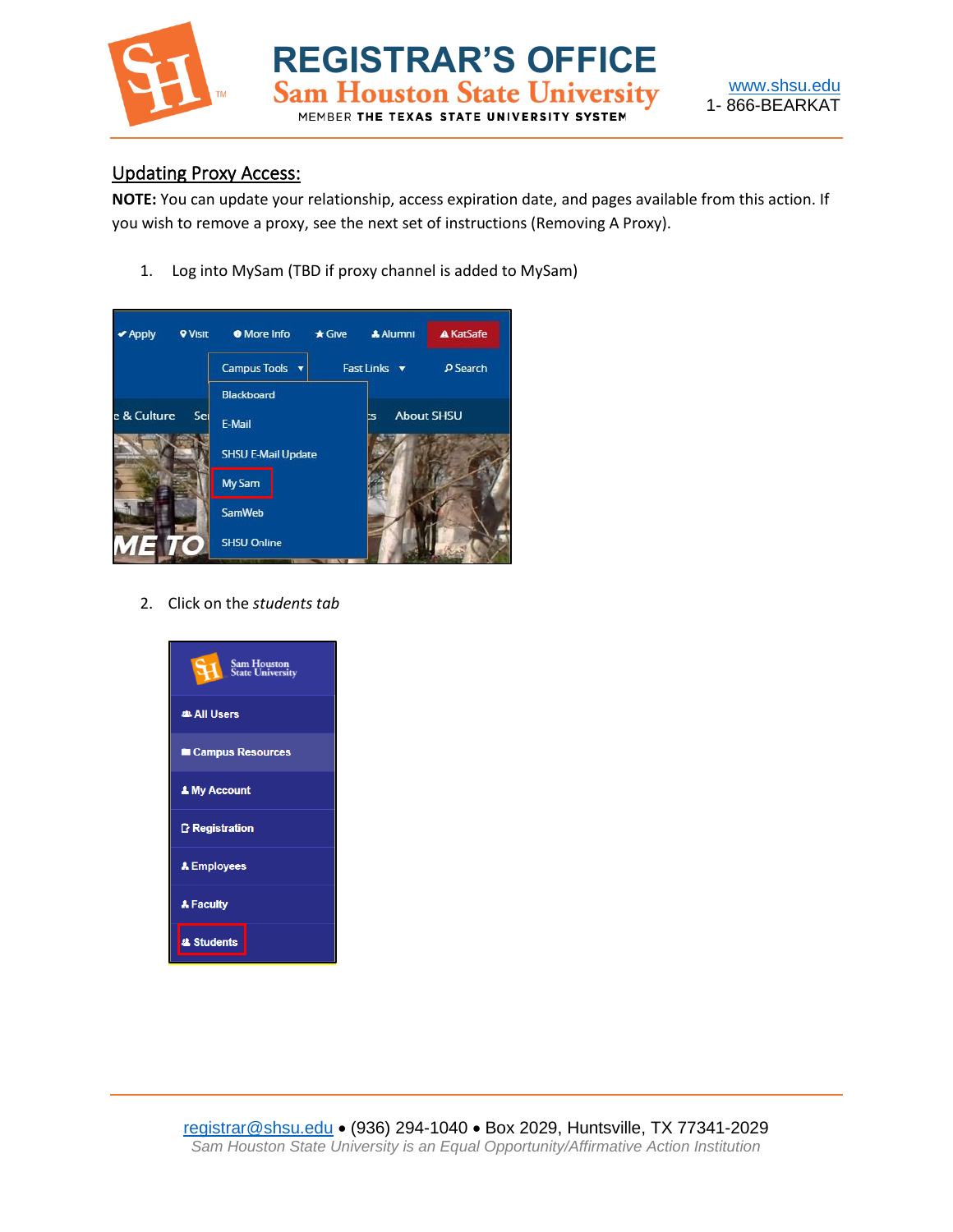## Updating Proxy Access:

**NOTE:** You can update your relationship, access expiration date, and pages available from this action. If you wish to remove a proxy, see the next set of instructions (Removing A Proxy).

1. Log into MySam (TBD if proxy channel is added to MySam)

2. Click on the *students tab*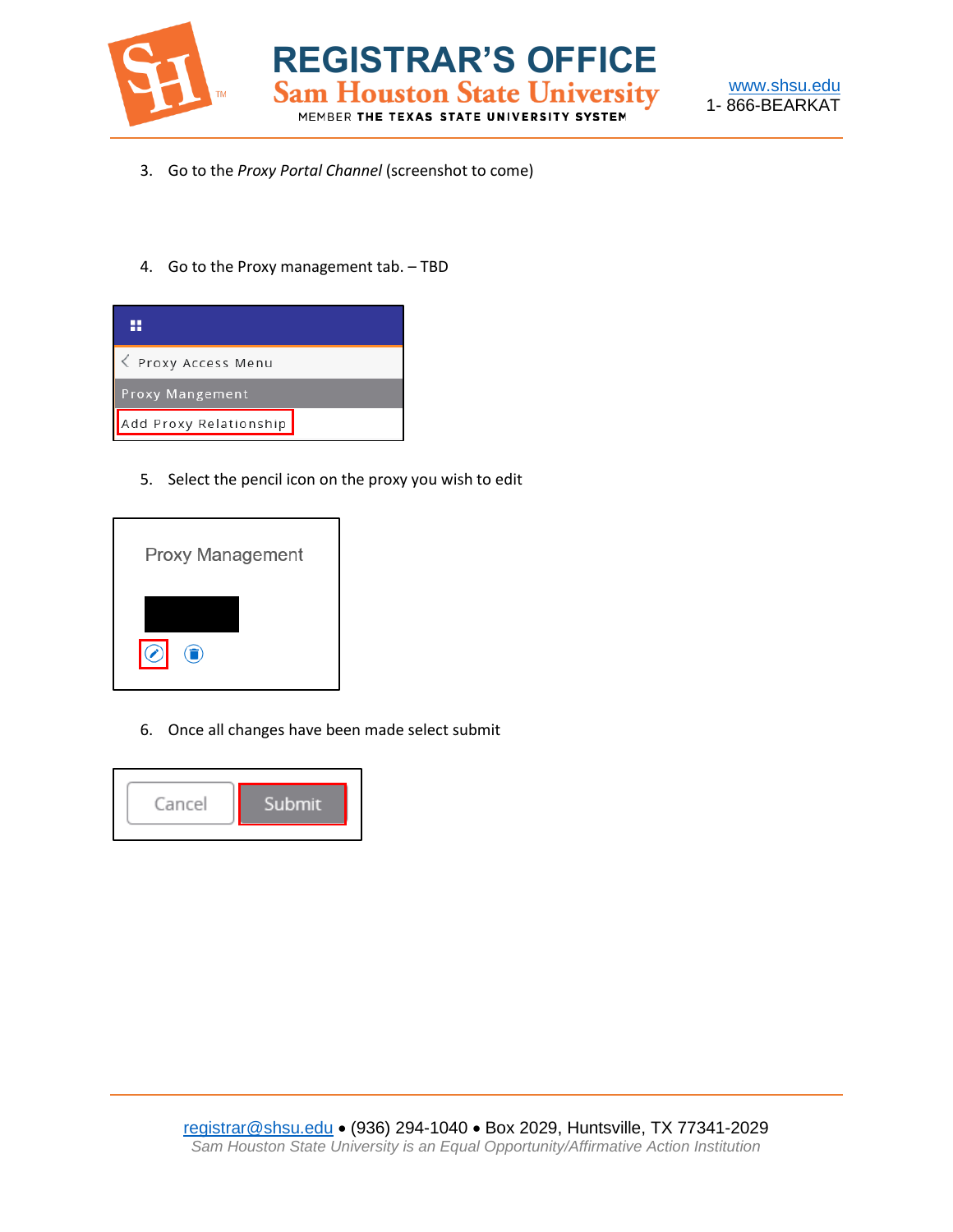3. Go to the *Proxy Portal Channel* (screenshot to come)

4. Go to the Proxy management tab. – TBD

Proxy Access Menu

Proxy Mangement

Add Proxy Relationship

5. Select the pencil icon on the proxy you wish to edit

Proxy Management

6. Once all changes have been made select submit

Cancel Submit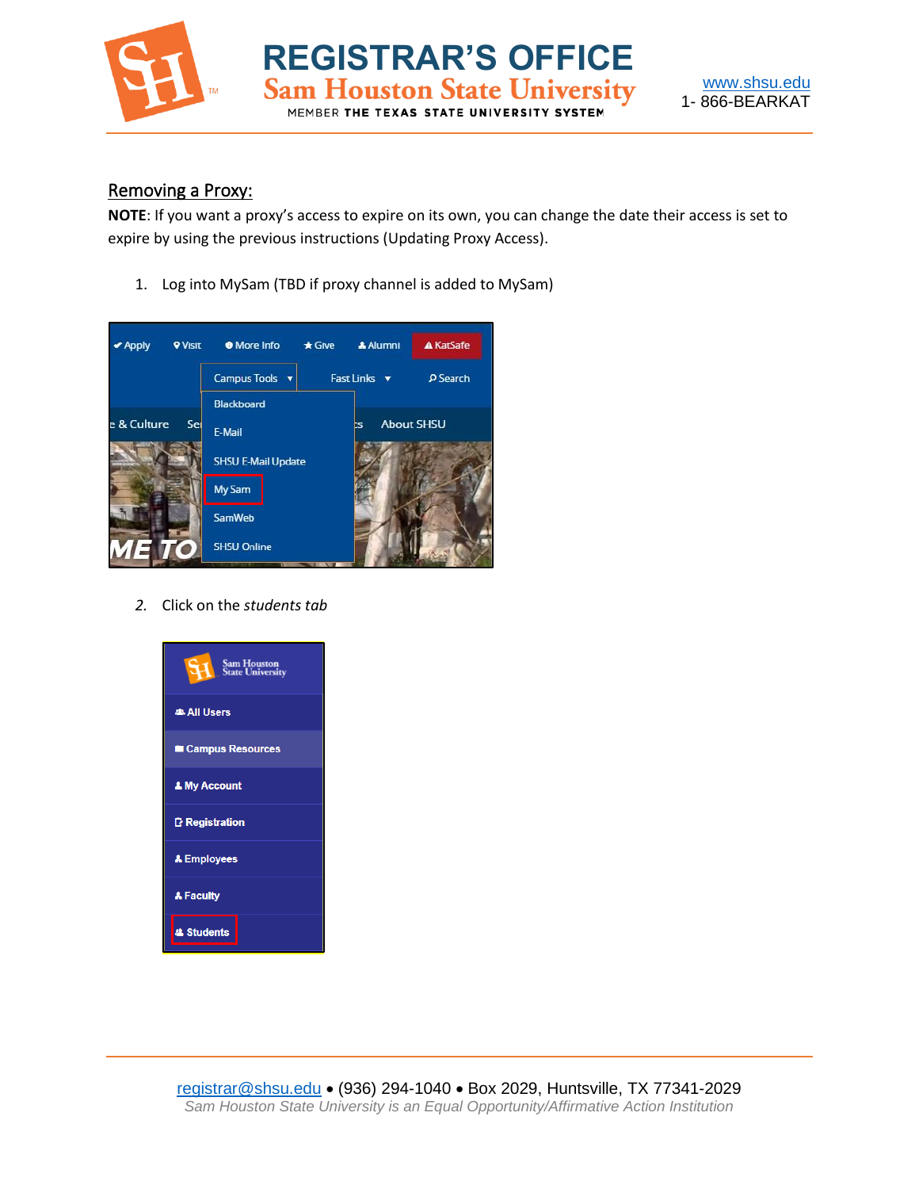## Removing a Proxy:

**NOTE**: If you want a proxy's access to expire on its own, you can change the date their access is set to expire by using the previous instructions (Updating Proxy Access).

1. Log into MySam (TBD if proxy channel is added to MySam)

2. Click on the *students tab*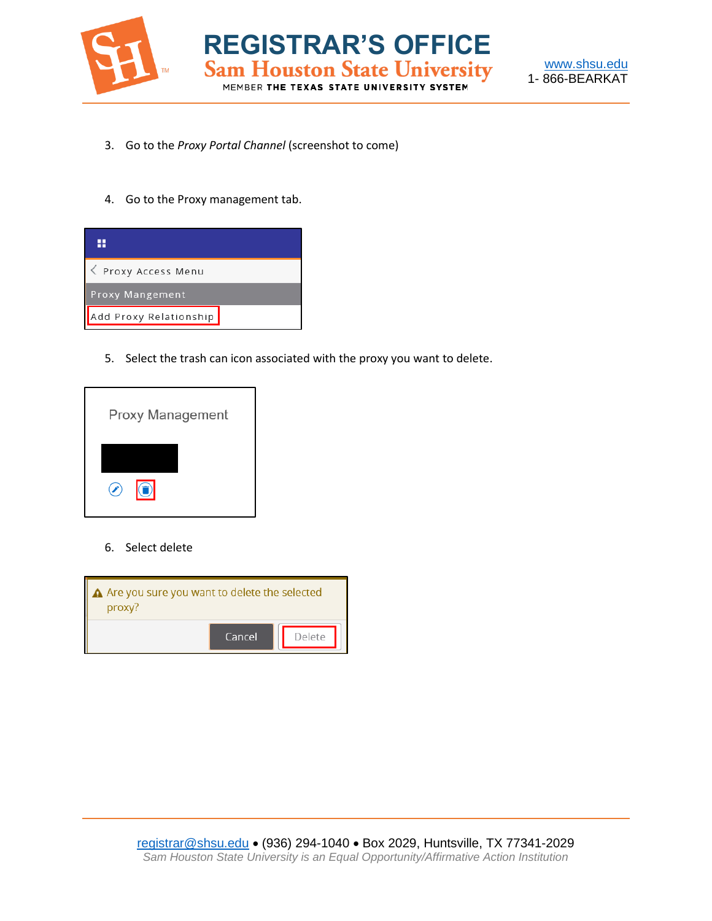3. Go to the *Proxy Portal Channel* (screenshot to come)

4. Go to the Proxy management tab.

Proxy Access Menu

Proxy Mangement

Add Proxy Relationship

5. Select the trash can icon associated with the proxy you want to delete.

Proxy Management

6. Select delete

Are you sure you want to delete the selected proxy?

Cancel Delete